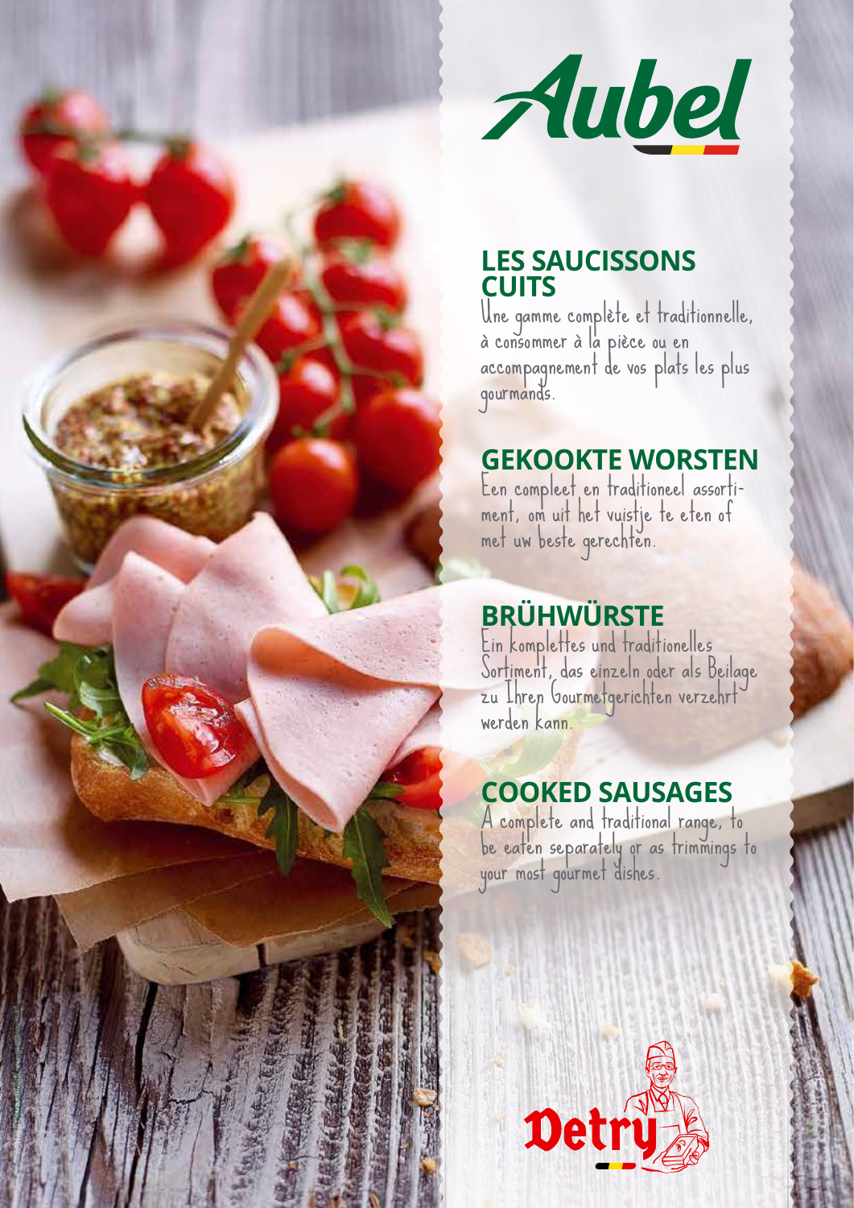Aubel

## LES SAUCISSONS CUITS

Une gamme complète et traditionnelle, à consommer à la pièce ou en accompagnement de vos plats les plus gourmands.

## GEKOOKTE WORSTEN

Een compleet en traditioneel assortiment, om uit het vuistje te eten of met uw beste gerechten.

## BRÜHWÜRSTE

Ein komplettes und traditionelles Sortiment, das einzeln oder als Beilage zu Ihren Gourmetgerichten verzehrt werden kann.

## COOKED SAUSAGES

A complete and traditional range, to be eaten separately or as trimmings to your most gourmet dishes.

Detry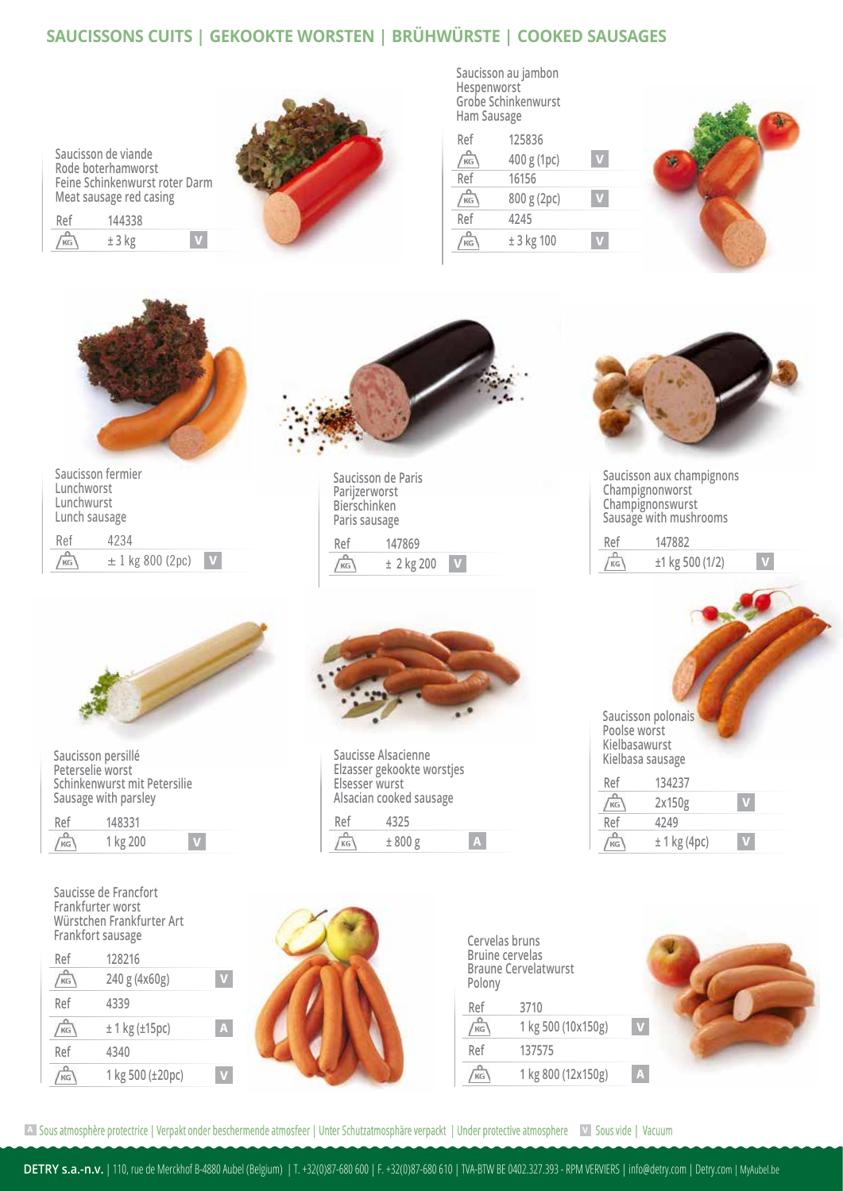## SAUCISSONS CUITS | GEKOOKTE WORSTEN | BRÜHWÜRSTE | COOKED SAUSAGES

### Saucisson de viande
Rode boterhamworst
Feine Schinkenwurst roter Darm
Meat sausage red casing

| Ref | 144338 | |
|---|---|---|
| KG | ± 3 kg | V |

### Saucisson au jambon
Hespenworst
Grobe Schinkenwurst
Ham Sausage

| Ref | 125836 | |
|---|---|---|
| KG | 400 g (1pc) | V |
| Ref | 16156 | |
| KG | 800 g (2pc) | V |
| Ref | 4245 | |
| KG | ± 3 kg 100 | V |

### Saucisson fermier
Lunchworst
Lunchwurst
Lunch sausage

| Ref | 4234 | |
|---|---|---|
| KG | ± 1 kg 800 (2pc) | V |

### Saucisson de Paris
Parijzerworst
Bierschinken
Paris sausage

| Ref | 147869 | |
|---|---|---|
| KG | ± 2 kg 200 | V |

### Saucisson aux champignons
Champignonworst
Champignonswurst
Sausage with mushrooms

| Ref | 147882 | |
|---|---|---|
| KG | ±1 kg 500 (1/2) | V |

### Saucisson persillé
Peterselie worst
Schinkenwurst mit Petersilie
Sausage with parsley

| Ref | 148331 | |
|---|---|---|
| KG | 1 kg 200 | V |

### Saucisse Alsacienne
Elzasser gekookte worstjes
Elsesser wurst
Alsacian cooked sausage

| Ref | 4325 | |
|---|---|---|
| KG | ± 800 g | A |

### Saucisson polonais
Poolse worst
Kielbasawurst
Kielbasa sausage

| Ref | 134237 | |
|---|---|---|
| KG | 2x150g | V |
| Ref | 4249 | |
| KG | ± 1 kg (4pc) | V |

### Saucisse de Francfort
Frankfurter worst
Würstchen Frankfurter Art
Frankfort sausage

| Ref | 128216 | |
|---|---|---|
| KG | 240 g (4x60g) | V |
| Ref | 4339 | |
| KG | ± 1 kg (±15pc) | A |
| Ref | 4340 | |
| KG | 1 kg 500 (±20pc) | V |

### Cervelas bruns
Bruine cervelas
Braune Cervelatwurst
Polony

| Ref | 3710 | |
|---|---|---|
| KG | 1 kg 500 (10x150g) | V |
| Ref | 137575 | |
| KG | 1 kg 800 (12x150g) | A |

A Sous atmosphère protectrice | Verpakt onder beschermende atmosfeer | Unter Schutzatmosphäre verpackt | Under protective atmosphere  V Sous vide | Vacuum

**DETRY s.a.-n.v.** | 110, rue de Merckhof B-4880 Aubel (Belgium) | T. +32(0)87-680 600 | F. +32(0)87-680 610 | TVA-BTW BE 0402.327.393 - RPM VERVIERS | info@detry.com | Detry.com | MyAubel.be